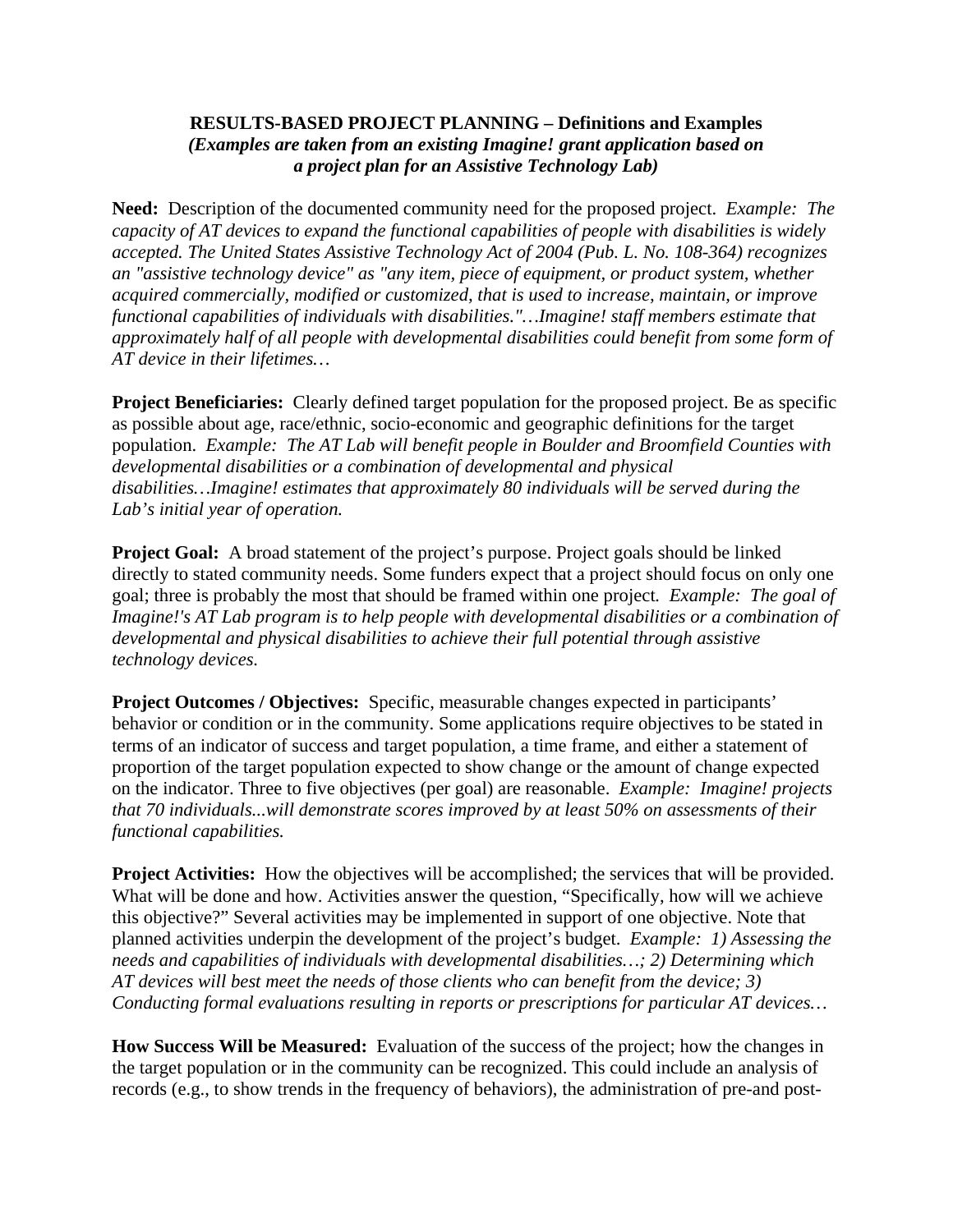**RESULTS-BASED PROJECT PLANNING – Definitions and Examples**
***(Examples are taken from an existing Imagine! grant application based on a project plan for an Assistive Technology Lab)***

**Need:** Description of the documented community need for the proposed project. *Example: The capacity of AT devices to expand the functional capabilities of people with disabilities is widely accepted. The United States Assistive Technology Act of 2004 (Pub. L. No. 108-364) recognizes an "assistive technology device" as "any item, piece of equipment, or product system, whether acquired commercially, modified or customized, that is used to increase, maintain, or improve functional capabilities of individuals with disabilities."…Imagine! staff members estimate that approximately half of all people with developmental disabilities could benefit from some form of AT device in their lifetimes…*

**Project Beneficiaries:** Clearly defined target population for the proposed project. Be as specific as possible about age, race/ethnic, socio-economic and geographic definitions for the target population. *Example: The AT Lab will benefit people in Boulder and Broomfield Counties with developmental disabilities or a combination of developmental and physical disabilities…Imagine! estimates that approximately 80 individuals will be served during the Lab's initial year of operation.*

**Project Goal:** A broad statement of the project's purpose. Project goals should be linked directly to stated community needs. Some funders expect that a project should focus on only one goal; three is probably the most that should be framed within one project. *Example: The goal of Imagine!'s AT Lab program is to help people with developmental disabilities or a combination of developmental and physical disabilities to achieve their full potential through assistive technology devices.*

**Project Outcomes / Objectives:** Specific, measurable changes expected in participants' behavior or condition or in the community. Some applications require objectives to be stated in terms of an indicator of success and target population, a time frame, and either a statement of proportion of the target population expected to show change or the amount of change expected on the indicator. Three to five objectives (per goal) are reasonable. *Example: Imagine! projects that 70 individuals...will demonstrate scores improved by at least 50% on assessments of their functional capabilities.*

**Project Activities:** How the objectives will be accomplished; the services that will be provided. What will be done and how. Activities answer the question, "Specifically, how will we achieve this objective?" Several activities may be implemented in support of one objective. Note that planned activities underpin the development of the project's budget. *Example: 1) Assessing the needs and capabilities of individuals with developmental disabilities…; 2) Determining which AT devices will best meet the needs of those clients who can benefit from the device; 3) Conducting formal evaluations resulting in reports or prescriptions for particular AT devices…*

**How Success Will be Measured:** Evaluation of the success of the project; how the changes in the target population or in the community can be recognized. This could include an analysis of records (e.g., to show trends in the frequency of behaviors), the administration of pre-and post-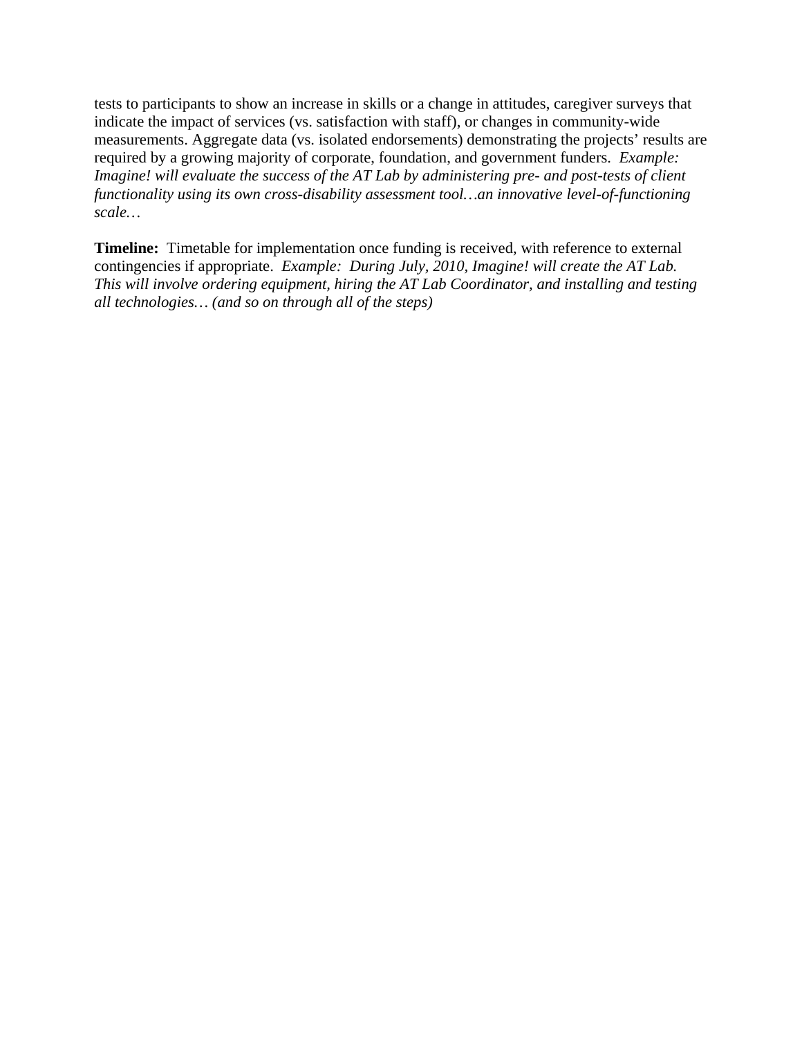tests to participants to show an increase in skills or a change in attitudes, caregiver surveys that indicate the impact of services (vs. satisfaction with staff), or changes in community-wide measurements. Aggregate data (vs. isolated endorsements) demonstrating the projects' results are required by a growing majority of corporate, foundation, and government funders. *Example: Imagine! will evaluate the success of the AT Lab by administering pre- and post-tests of client functionality using its own cross-disability assessment tool…an innovative level-of-functioning scale…*

**Timeline:** Timetable for implementation once funding is received, with reference to external contingencies if appropriate. *Example: During July, 2010, Imagine! will create the AT Lab. This will involve ordering equipment, hiring the AT Lab Coordinator, and installing and testing all technologies… (and so on through all of the steps)*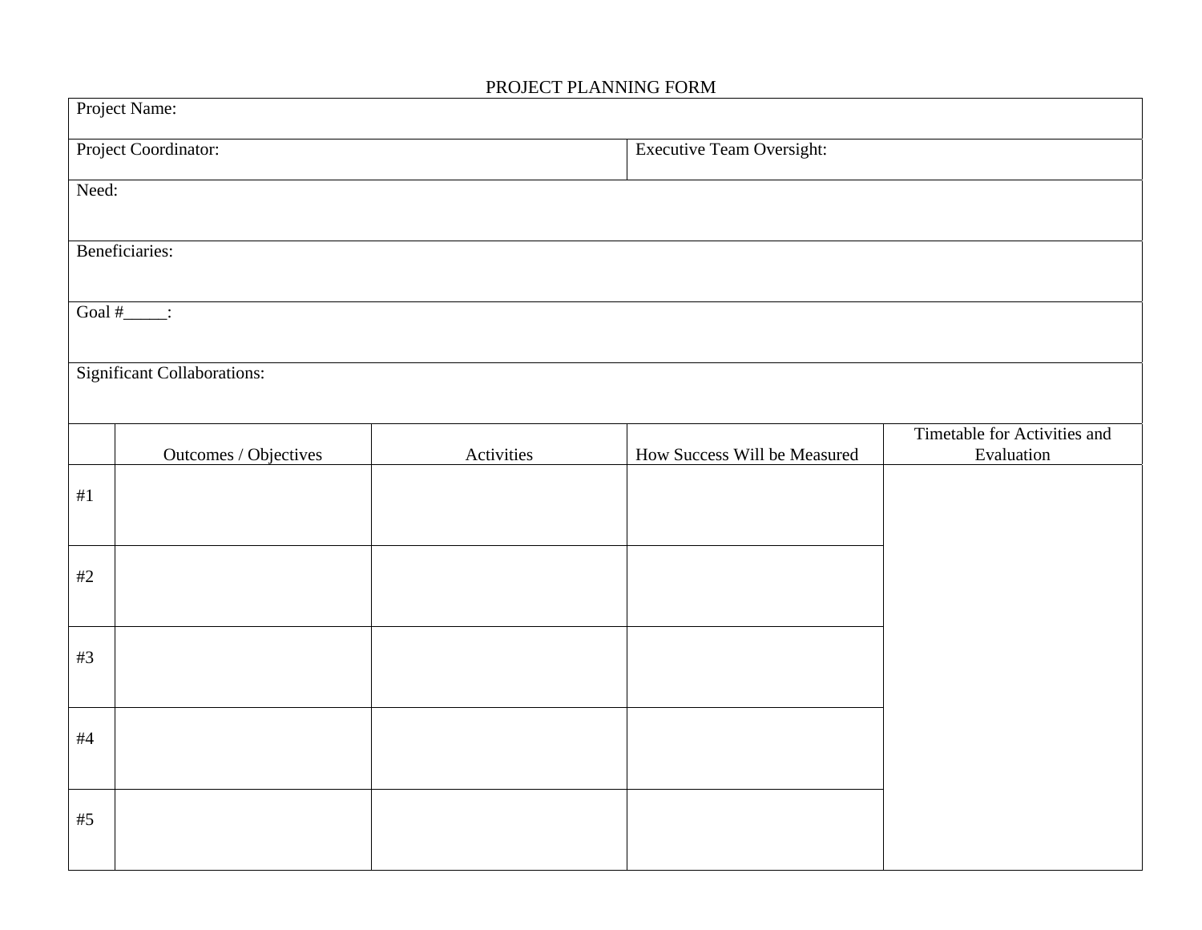PROJECT PLANNING FORM

| | | | | |
|---|---|---|---|---|
| Project Name: | | | | |
| Project Coordinator: | | | Executive Team Oversight: | |
| Need: | | | | |
| Beneficiaries: | | | | |
| Goal #_____: | | | | |
| Significant Collaborations: | | | | |
| | Outcomes / Objectives | Activities | How Success Will be Measured | Timetable for Activities and Evaluation |
| #1 | | | | |
| #2 | | | | |
| #3 | | | | |
| #4 | | | | |
| #5 | | | | |